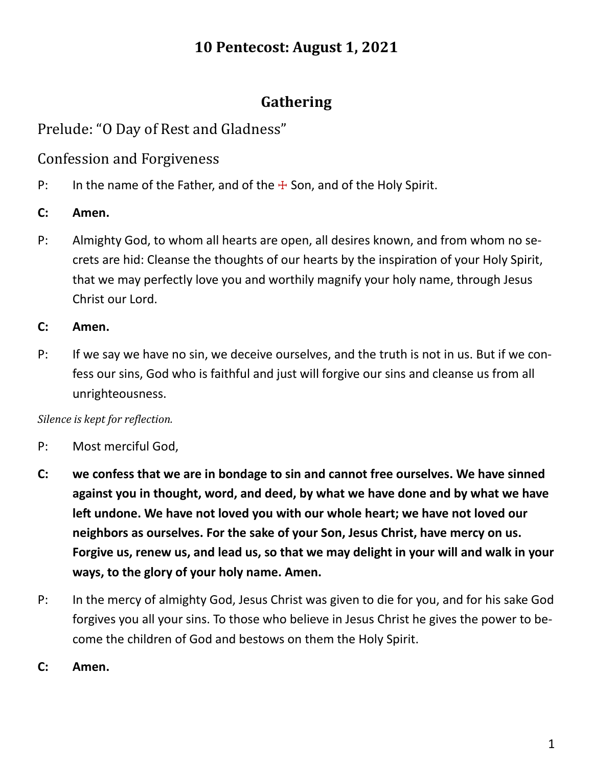# 10 Pentecost: August 1, 2021

## Gathering

### Prelude: "O Day of Rest and Gladness"

### Confession and Forgiveness

P: In the name of the Father, and of the ☩ Son, and of the Holy Spirit.

**C: Amen.**

P: Almighty God, to whom all hearts are open, all desires known, and from whom no secrets are hid: Cleanse the thoughts of our hearts by the inspiration of your Holy Spirit, that we may perfectly love you and worthily magnify your holy name, through Jesus Christ our Lord.

**C: Amen.**

P: If we say we have no sin, we deceive ourselves, and the truth is not in us. But if we confess our sins, God who is faithful and just will forgive our sins and cleanse us from all unrighteousness.

*Silence is kept for reflection.*

P: Most merciful God,

**C: we confess that we are in bondage to sin and cannot free ourselves. We have sinned against you in thought, word, and deed, by what we have done and by what we have left undone. We have not loved you with our whole heart; we have not loved our neighbors as ourselves. For the sake of your Son, Jesus Christ, have mercy on us. Forgive us, renew us, and lead us, so that we may delight in your will and walk in your ways, to the glory of your holy name. Amen.**

P: In the mercy of almighty God, Jesus Christ was given to die for you, and for his sake God forgives you all your sins. To those who believe in Jesus Christ he gives the power to become the children of God and bestows on them the Holy Spirit.

**C: Amen.**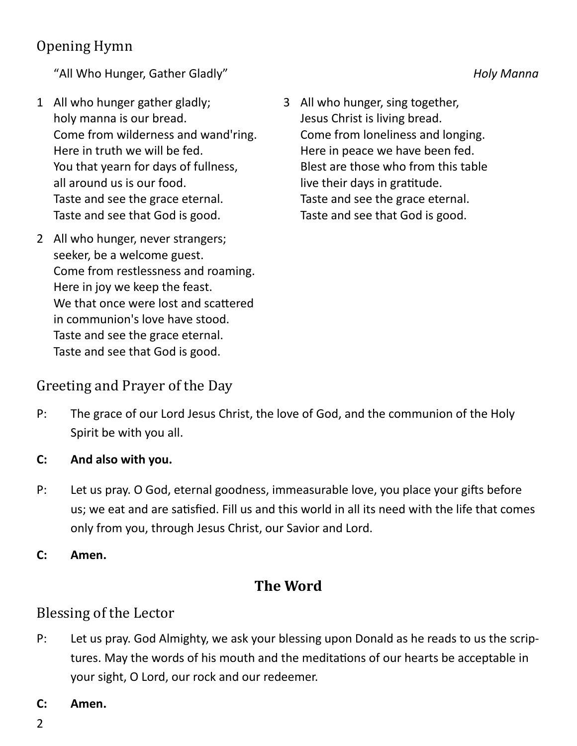## Opening Hymn

“All Who Hunger, Gather Gladly” *Holy Manna*

1 All who hunger gather gladly;
holy manna is our bread.
Come from wilderness and wand'ring.
Here in truth we will be fed.
You that yearn for days of fullness,
all around us is our food.
Taste and see the grace eternal.
Taste and see that God is good.

2 All who hunger, never strangers;
seeker, be a welcome guest.
Come from restlessness and roaming.
Here in joy we keep the feast.
We that once were lost and scattered
in communion's love have stood.
Taste and see the grace eternal.
Taste and see that God is good.

3 All who hunger, sing together,
Jesus Christ is living bread.
Come from loneliness and longing.
Here in peace we have been fed.
Blest are those who from this table
live their days in gratitude.
Taste and see the grace eternal.
Taste and see that God is good.

## Greeting and Prayer of the Day

P: The grace of our Lord Jesus Christ, the love of God, and the communion of the Holy Spirit be with you all.

**C: And also with you.**

P: Let us pray. O God, eternal goodness, immeasurable love, you place your gifts before us; we eat and are satisfied. Fill us and this world in all its need with the life that comes only from you, through Jesus Christ, our Savior and Lord.

**C: Amen.**

# The Word

## Blessing of the Lector

P: Let us pray. God Almighty, we ask your blessing upon Donald as he reads to us the scriptures. May the words of his mouth and the meditations of our hearts be acceptable in your sight, O Lord, our rock and our redeemer.

**C: Amen.**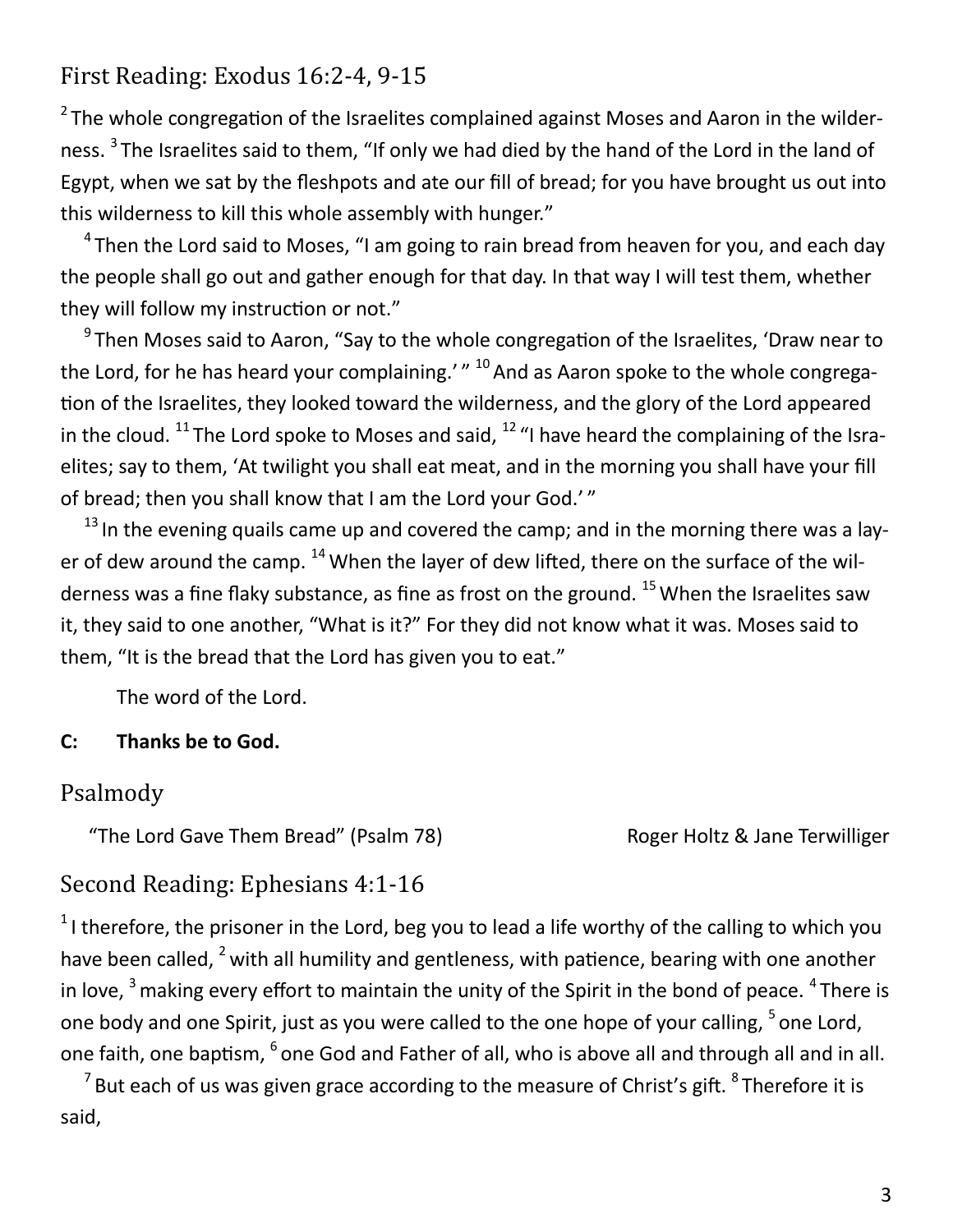## First Reading: Exodus 16:2-4, 9-15

[2] The whole congregation of the Israelites complained against Moses and Aaron in the wilderness. [3] The Israelites said to them, "If only we had died by the hand of the Lord in the land of Egypt, when we sat by the fleshpots and ate our fill of bread; for you have brought us out into this wilderness to kill this whole assembly with hunger."

[4] Then the Lord said to Moses, "I am going to rain bread from heaven for you, and each day the people shall go out and gather enough for that day. In that way I will test them, whether they will follow my instruction or not."

[9] Then Moses said to Aaron, "Say to the whole congregation of the Israelites, 'Draw near to the Lord, for he has heard your complaining.' " [10] And as Aaron spoke to the whole congregation of the Israelites, they looked toward the wilderness, and the glory of the Lord appeared in the cloud. [11] The Lord spoke to Moses and said, [12] "I have heard the complaining of the Israelites; say to them, 'At twilight you shall eat meat, and in the morning you shall have your fill of bread; then you shall know that I am the Lord your God.' "

[13] In the evening quails came up and covered the camp; and in the morning there was a layer of dew around the camp. [14] When the layer of dew lifted, there on the surface of the wilderness was a fine flaky substance, as fine as frost on the ground. [15] When the Israelites saw it, they said to one another, "What is it?" For they did not know what it was. Moses said to them, "It is the bread that the Lord has given you to eat."

The word of the Lord.

**C: Thanks be to God.**

## Psalmody

"The Lord Gave Them Bread" (Psalm 78) Roger Holtz & Jane Terwilliger

## Second Reading: Ephesians 4:1-16

[1] I therefore, the prisoner in the Lord, beg you to lead a life worthy of the calling to which you have been called, [2] with all humility and gentleness, with patience, bearing with one another in love, [3] making every effort to maintain the unity of the Spirit in the bond of peace. [4] There is one body and one Spirit, just as you were called to the one hope of your calling, [5] one Lord, one faith, one baptism, [6] one God and Father of all, who is above all and through all and in all.

[7] But each of us was given grace according to the measure of Christ's gift. [8] Therefore it is said,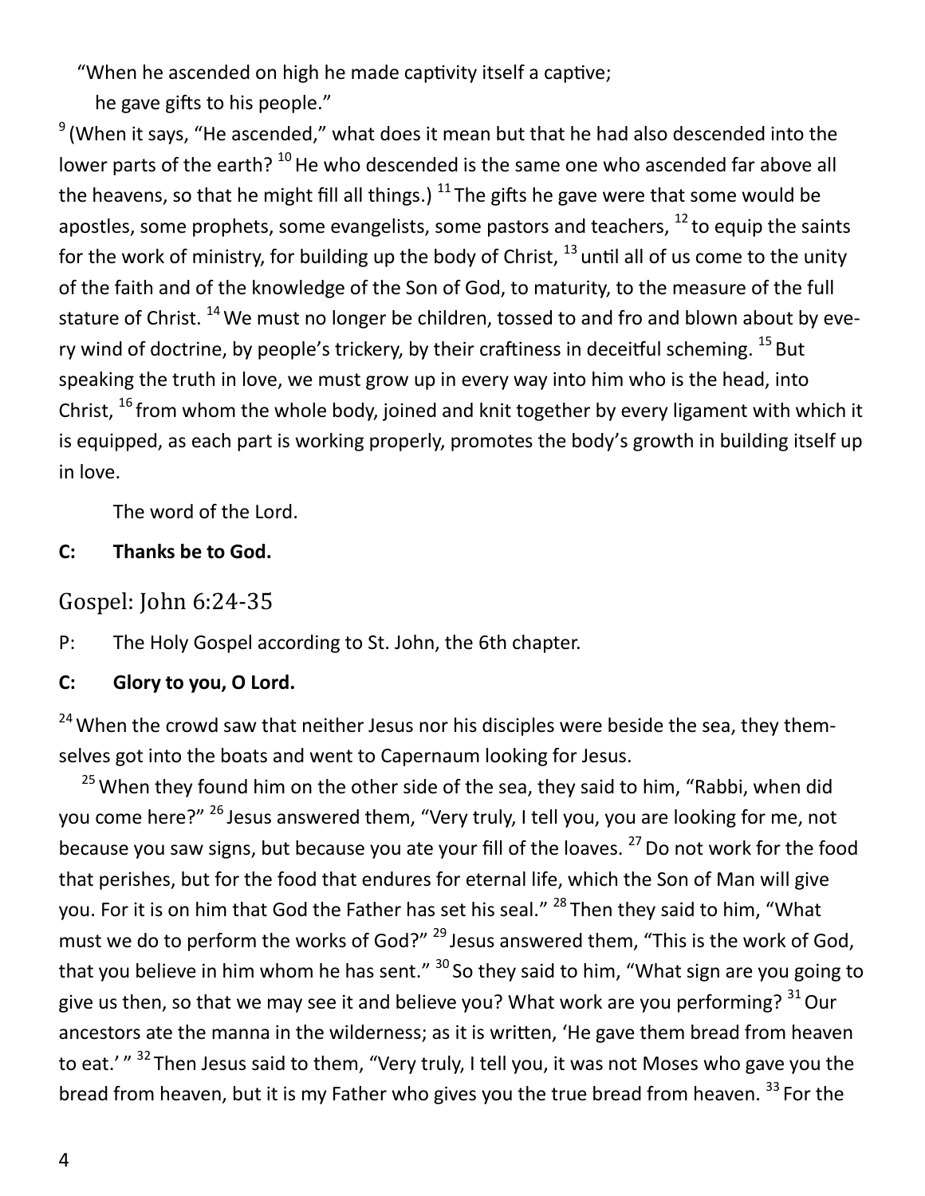"When he ascended on high he made captivity itself a captive;
he gave gifts to his people."

[9] (When it says, "He ascended," what does it mean but that he had also descended into the lower parts of the earth? [10] He who descended is the same one who ascended far above all the heavens, so that he might fill all things.) [11] The gifts he gave were that some would be apostles, some prophets, some evangelists, some pastors and teachers, [12] to equip the saints for the work of ministry, for building up the body of Christ, [13] until all of us come to the unity of the faith and of the knowledge of the Son of God, to maturity, to the measure of the full stature of Christ. [14] We must no longer be children, tossed to and fro and blown about by every wind of doctrine, by people's trickery, by their craftiness in deceitful scheming. [15] But speaking the truth in love, we must grow up in every way into him who is the head, into Christ, [16] from whom the whole body, joined and knit together by every ligament with which it is equipped, as each part is working properly, promotes the body's growth in building itself up in love.

The word of the Lord.

**C: Thanks be to God.**

## Gospel: John 6:24-35

P: The Holy Gospel according to St. John, the 6th chapter.

**C: Glory to you, O Lord.**

[24] When the crowd saw that neither Jesus nor his disciples were beside the sea, they themselves got into the boats and went to Capernaum looking for Jesus.

[25] When they found him on the other side of the sea, they said to him, "Rabbi, when did you come here?" [26] Jesus answered them, "Very truly, I tell you, you are looking for me, not because you saw signs, but because you ate your fill of the loaves. [27] Do not work for the food that perishes, but for the food that endures for eternal life, which the Son of Man will give you. For it is on him that God the Father has set his seal." [28] Then they said to him, "What must we do to perform the works of God?" [29] Jesus answered them, "This is the work of God, that you believe in him whom he has sent." [30] So they said to him, "What sign are you going to give us then, so that we may see it and believe you? What work are you performing? [31] Our ancestors ate the manna in the wilderness; as it is written, 'He gave them bread from heaven to eat.' " [32] Then Jesus said to them, "Very truly, I tell you, it was not Moses who gave you the bread from heaven, but it is my Father who gives you the true bread from heaven. [33] For the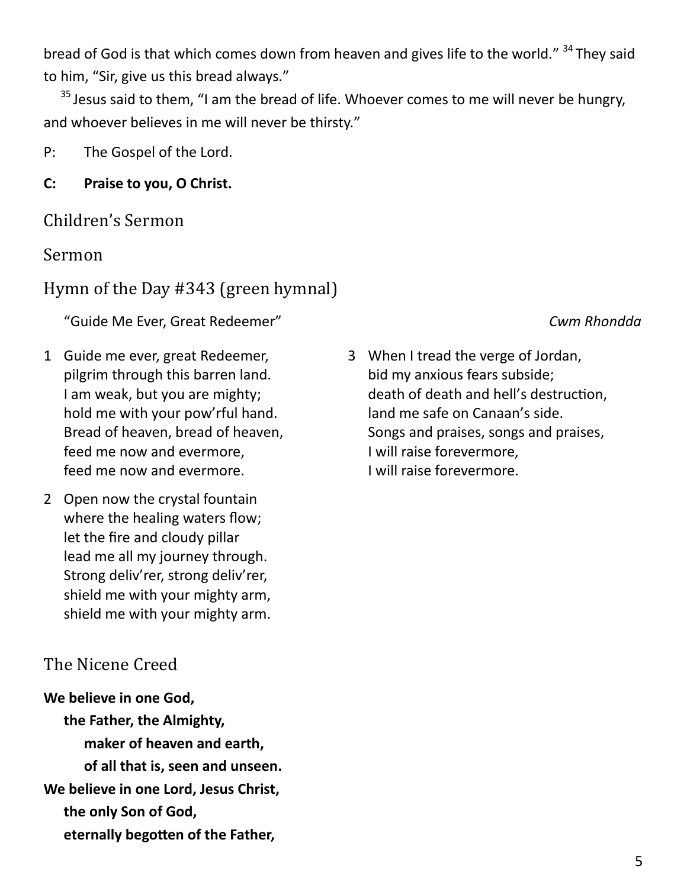bread of God is that which comes down from heaven and gives life to the world." [34] They said to him, "Sir, give us this bread always."

[35] Jesus said to them, "I am the bread of life. Whoever comes to me will never be hungry, and whoever believes in me will never be thirsty."

P: The Gospel of the Lord.

**C: Praise to you, O Christ.**

## Children's Sermon

## Sermon

## Hymn of the Day #343 (green hymnal)

"Guide Me Ever, Great Redeemer" *Cwm Rhondda*

1 Guide me ever, great Redeemer,
pilgrim through this barren land.
I am weak, but you are mighty;
hold me with your pow'rful hand.
Bread of heaven, bread of heaven,
feed me now and evermore,
feed me now and evermore.

2 Open now the crystal fountain
where the healing waters flow;
let the fire and cloudy pillar
lead me all my journey through.
Strong deliv'rer, strong deliv'rer,
shield me with your mighty arm,
shield me with your mighty arm.

3 When I tread the verge of Jordan,
bid my anxious fears subside;
death of death and hell's destruction,
land me safe on Canaan's side.
Songs and praises, songs and praises,
I will raise forevermore,
I will raise forevermore.

## The Nicene Creed

**We believe in one God,**
**the Father, the Almighty,**
**maker of heaven and earth,**
**of all that is, seen and unseen.**
**We believe in one Lord, Jesus Christ,**
**the only Son of God,**
**eternally begotten of the Father,**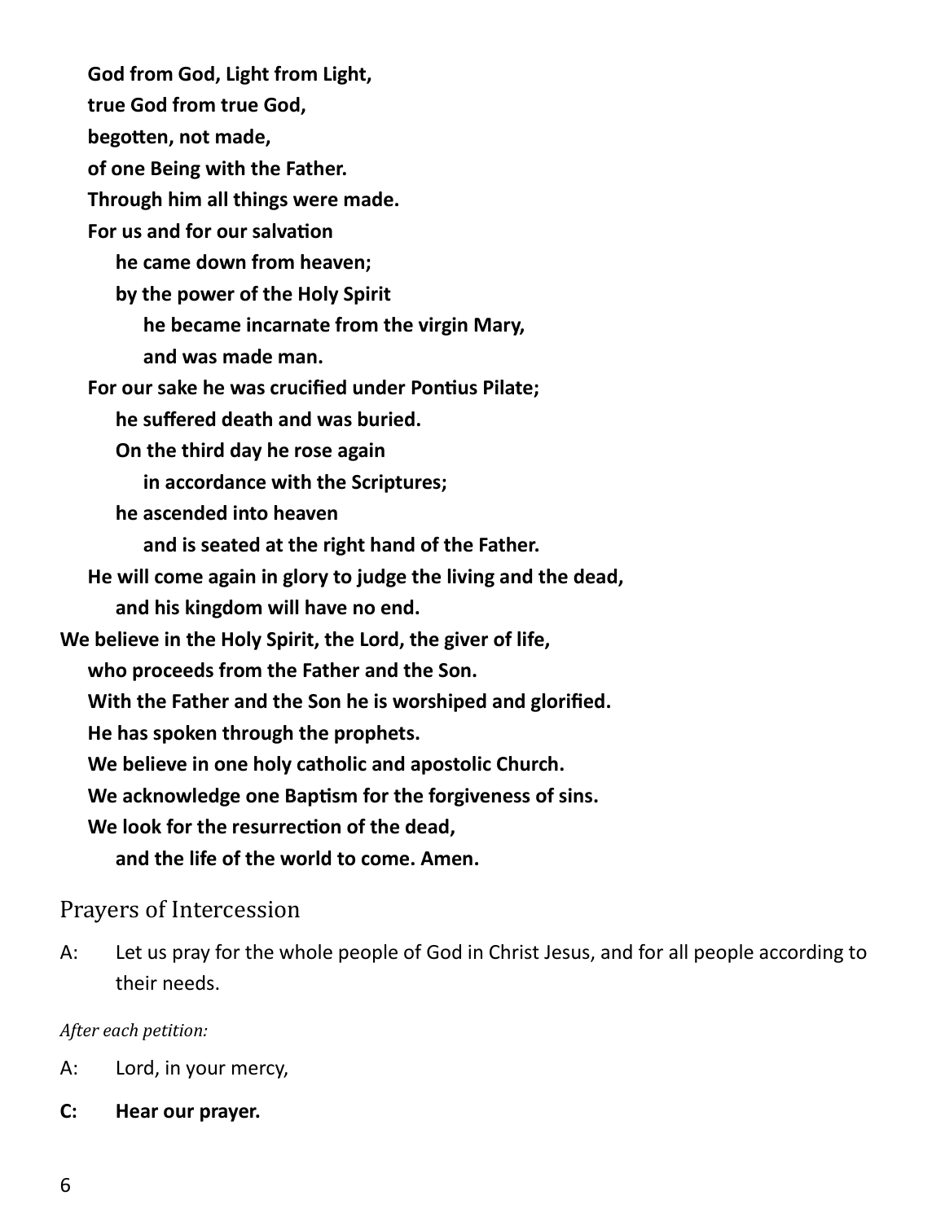**God from God, Light from Light,**
**true God from true God,**
**begotten, not made,**
**of one Being with the Father.**
**Through him all things were made.**
**For us and for our salvation**
**he came down from heaven;**
**by the power of the Holy Spirit**
**he became incarnate from the virgin Mary,**
**and was made man.**
**For our sake he was crucified under Pontius Pilate;**
**he suffered death and was buried.**
**On the third day he rose again**
**in accordance with the Scriptures;**
**he ascended into heaven**
**and is seated at the right hand of the Father.**
**He will come again in glory to judge the living and the dead,**
**and his kingdom will have no end.**
**We believe in the Holy Spirit, the Lord, the giver of life,**
**who proceeds from the Father and the Son.**
**With the Father and the Son he is worshiped and glorified.**
**He has spoken through the prophets.**
**We believe in one holy catholic and apostolic Church.**
**We acknowledge one Baptism for the forgiveness of sins.**
**We look for the resurrection of the dead,**
**and the life of the world to come. Amen.**

## Prayers of Intercession

A: Let us pray for the whole people of God in Christ Jesus, and for all people according to their needs.

*After each petition:*

A: Lord, in your mercy,

**C: Hear our prayer.**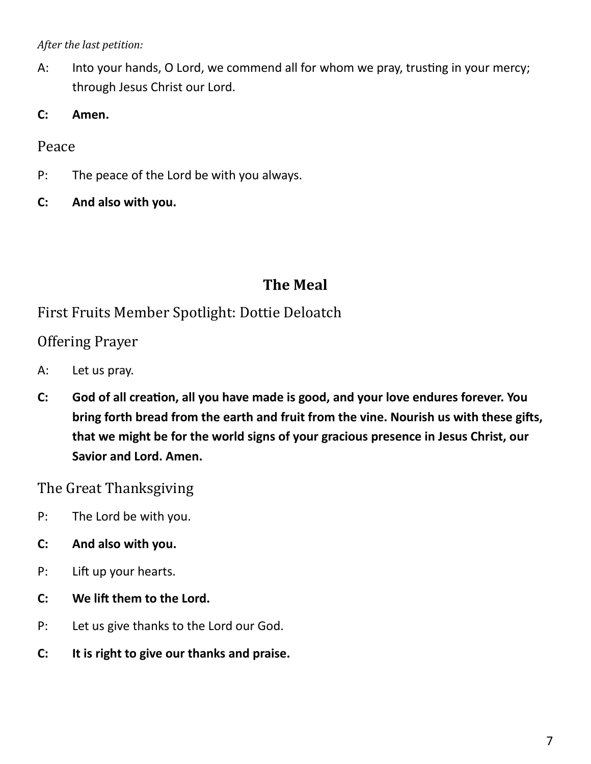*After the last petition:*

A: Into your hands, O Lord, we commend all for whom we pray, trusting in your mercy; through Jesus Christ our Lord.

**C: Amen.**

### Peace

P: The peace of the Lord be with you always.

**C: And also with you.**

## The Meal

### First Fruits Member Spotlight: Dottie Deloatch

### Offering Prayer

A: Let us pray.

**C: God of all creation, all you have made is good, and your love endures forever. You bring forth bread from the earth and fruit from the vine. Nourish us with these gifts, that we might be for the world signs of your gracious presence in Jesus Christ, our Savior and Lord. Amen.**

### The Great Thanksgiving

P: The Lord be with you.

**C: And also with you.**

P: Lift up your hearts.

**C: We lift them to the Lord.**

P: Let us give thanks to the Lord our God.

**C: It is right to give our thanks and praise.**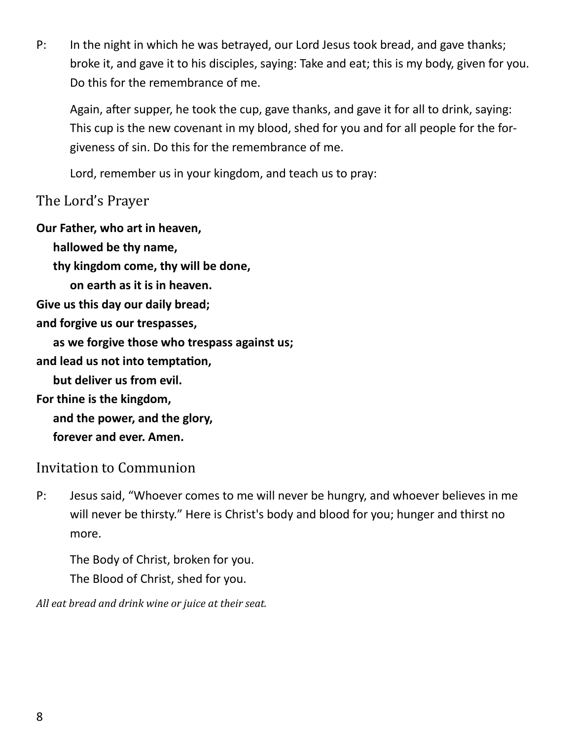P: In the night in which he was betrayed, our Lord Jesus took bread, and gave thanks; broke it, and gave it to his disciples, saying: Take and eat; this is my body, given for you. Do this for the remembrance of me.

Again, after supper, he took the cup, gave thanks, and gave it for all to drink, saying: This cup is the new covenant in my blood, shed for you and for all people for the forgiveness of sin. Do this for the remembrance of me.

Lord, remember us in your kingdom, and teach us to pray:

## The Lord's Prayer

**Our Father, who art in heaven,**
**hallowed be thy name,**
**thy kingdom come, thy will be done,**
**on earth as it is in heaven.**
**Give us this day our daily bread;**
**and forgive us our trespasses,**
**as we forgive those who trespass against us;**
**and lead us not into temptation,**
**but deliver us from evil.**
**For thine is the kingdom,**
**and the power, and the glory,**
**forever and ever. Amen.**

## Invitation to Communion

P: Jesus said, "Whoever comes to me will never be hungry, and whoever believes in me will never be thirsty." Here is Christ's body and blood for you; hunger and thirst no more.

The Body of Christ, broken for you.
The Blood of Christ, shed for you.

*All eat bread and drink wine or juice at their seat.*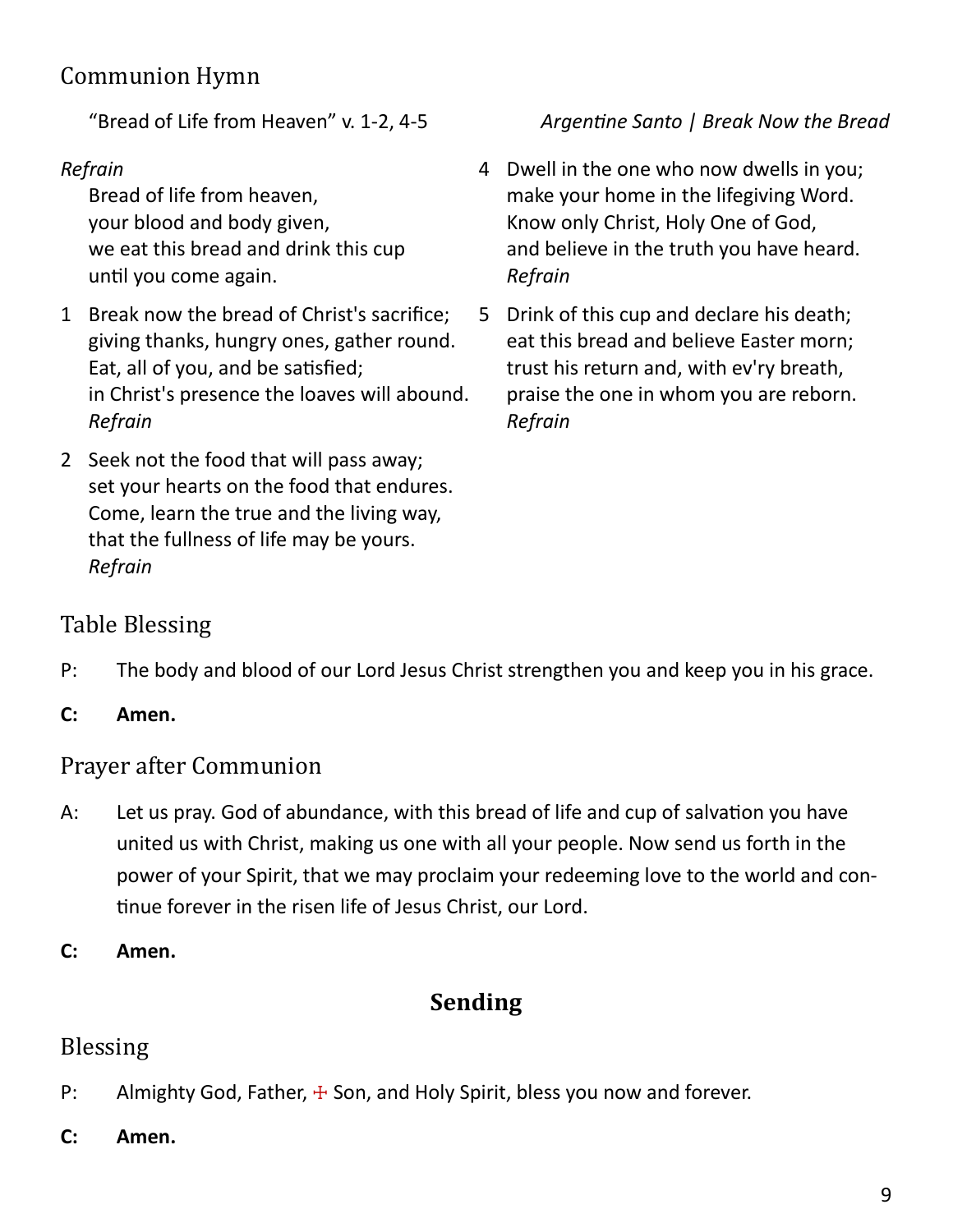## Communion Hymn

"Bread of Life from Heaven" v. 1-2, 4-5 *Argentine Santo | Break Now the Bread*

*Refrain*

Bread of life from heaven,
your blood and body given,
we eat this bread and drink this cup
until you come again.

1 Break now the bread of Christ's sacrifice;
giving thanks, hungry ones, gather round.
Eat, all of you, and be satisfied;
in Christ's presence the loaves will abound.
*Refrain*

2 Seek not the food that will pass away;
set your hearts on the food that endures.
Come, learn the true and the living way,
that the fullness of life may be yours.
*Refrain*

4 Dwell in the one who now dwells in you;
make your home in the lifegiving Word.
Know only Christ, Holy One of God,
and believe in the truth you have heard.
*Refrain*

5 Drink of this cup and declare his death;
eat this bread and believe Easter morn;
trust his return and, with ev'ry breath,
praise the one in whom you are reborn.
*Refrain*

## Table Blessing

P: The body and blood of our Lord Jesus Christ strengthen you and keep you in his grace.

**C: Amen.**

## Prayer after Communion

A: Let us pray. God of abundance, with this bread of life and cup of salvation you have united us with Christ, making us one with all your people. Now send us forth in the power of your Spirit, that we may proclaim your redeeming love to the world and continue forever in the risen life of Jesus Christ, our Lord.

**C: Amen.**

# Sending

## Blessing

P: Almighty God, Father, ☩ Son, and Holy Spirit, bless you now and forever.

**C: Amen.**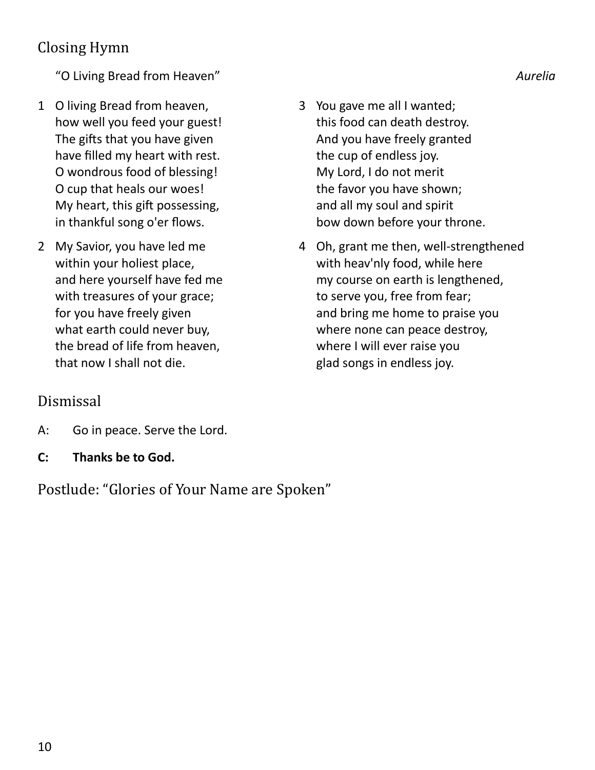## Closing Hymn

"O Living Bread from Heaven" *Aurelia*

1 O living Bread from heaven,
how well you feed your guest!
The gifts that you have given
have filled my heart with rest.
O wondrous food of blessing!
O cup that heals our woes!
My heart, this gift possessing,
in thankful song o'er flows.

2 My Savior, you have led me
within your holiest place,
and here yourself have fed me
with treasures of your grace;
for you have freely given
what earth could never buy,
the bread of life from heaven,
that now I shall not die.

3 You gave me all I wanted;
this food can death destroy.
And you have freely granted
the cup of endless joy.
My Lord, I do not merit
the favor you have shown;
and all my soul and spirit
bow down before your throne.

4 Oh, grant me then, well-strengthened
with heav'nly food, while here
my course on earth is lengthened,
to serve you, free from fear;
and bring me home to praise you
where none can peace destroy,
where I will ever raise you
glad songs in endless joy.

## Dismissal

A: Go in peace. Serve the Lord.

**C: Thanks be to God.**

## Postlude: "Glories of Your Name are Spoken"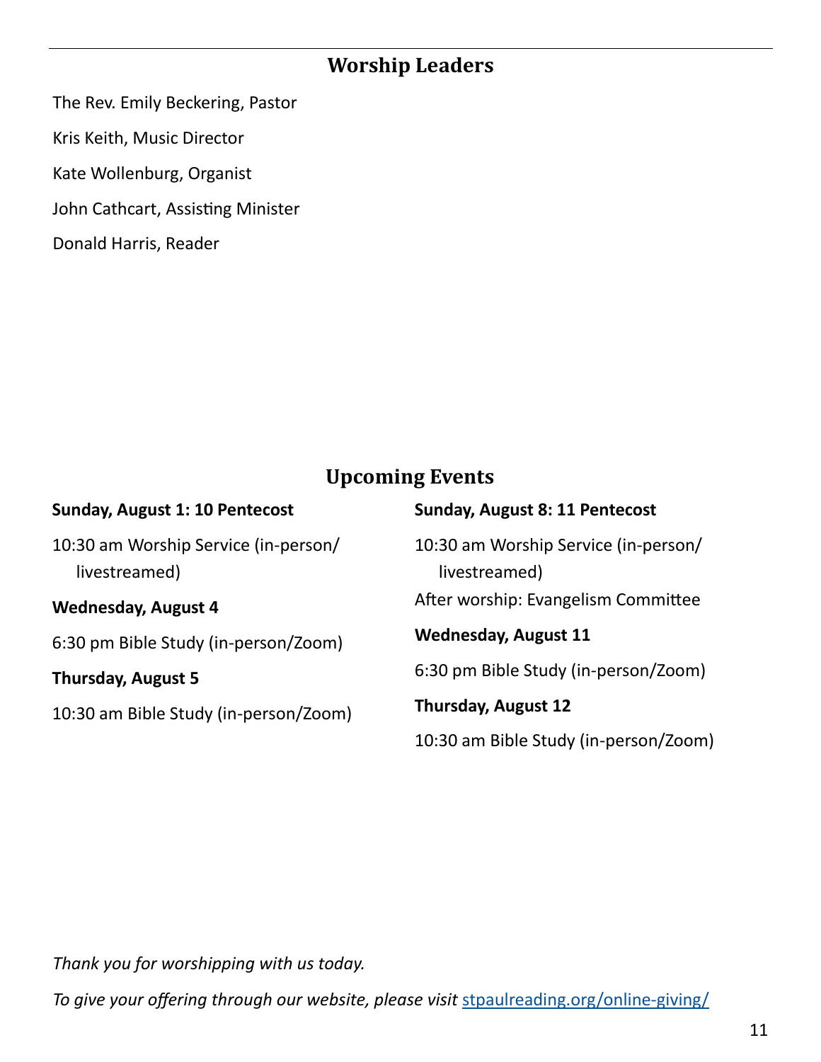## Worship Leaders

The Rev. Emily Beckering, Pastor

Kris Keith, Music Director

Kate Wollenburg, Organist

John Cathcart, Assisting Minister

Donald Harris, Reader

## Upcoming Events

**Sunday, August 1: 10 Pentecost**

10:30 am Worship Service (in-person/ livestreamed)

**Wednesday, August 4**

6:30 pm Bible Study (in-person/Zoom)

**Thursday, August 5**

10:30 am Bible Study (in-person/Zoom)

**Sunday, August 8: 11 Pentecost**

10:30 am Worship Service (in-person/ livestreamed)

After worship: Evangelism Committee

**Wednesday, August 11**

6:30 pm Bible Study (in-person/Zoom)

**Thursday, August 12**

10:30 am Bible Study (in-person/Zoom)

*Thank you for worshipping with us today.*

*To give your offering through our website, please visit* [stpaulreading.org/online-giving/](stpaulreading.org/online-giving/)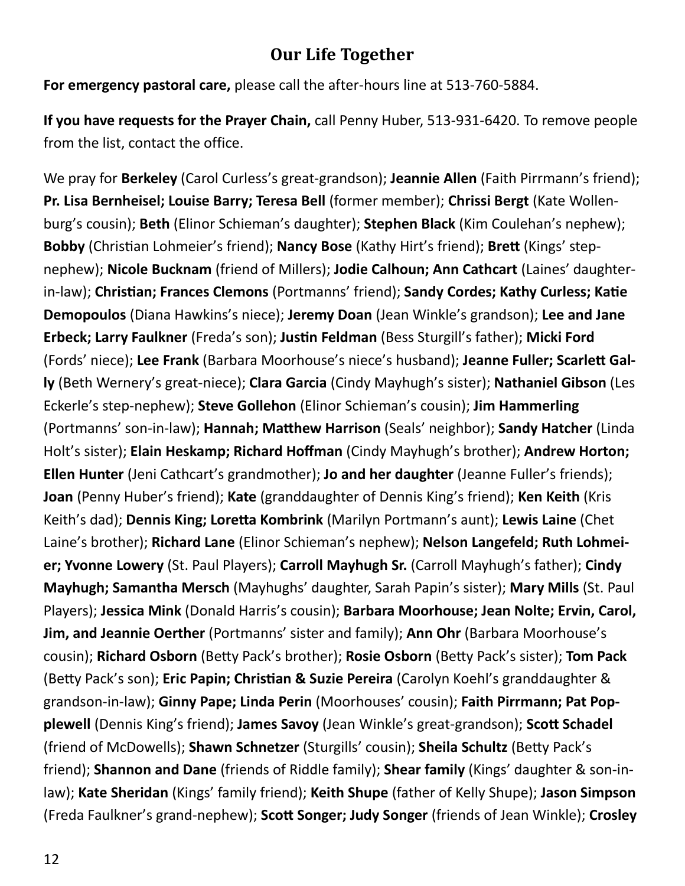## Our Life Together

**For emergency pastoral care,** please call the after-hours line at 513-760-5884.

**If you have requests for the Prayer Chain,** call Penny Huber, 513-931-6420. To remove people from the list, contact the office.

We pray for **Berkeley** (Carol Curless's great-grandson); **Jeannie Allen** (Faith Pirrmann's friend); **Pr. Lisa Bernheisel; Louise Barry; Teresa Bell** (former member); **Chrissi Bergt** (Kate Wollenburg's cousin); **Beth** (Elinor Schieman's daughter); **Stephen Black** (Kim Coulehan's nephew); **Bobby** (Christian Lohmeier's friend); **Nancy Bose** (Kathy Hirt's friend); **Brett** (Kings' step-nephew); **Nicole Bucknam** (friend of Millers); **Jodie Calhoun; Ann Cathcart** (Laines' daughter-in-law); **Christian; Frances Clemons** (Portmanns' friend); **Sandy Cordes; Kathy Curless; Katie Demopoulos** (Diana Hawkins's niece); **Jeremy Doan** (Jean Winkle's grandson); **Lee and Jane Erbeck; Larry Faulkner** (Freda's son); **Justin Feldman** (Bess Sturgill's father); **Micki Ford** (Fords' niece); **Lee Frank** (Barbara Moorhouse's niece's husband); **Jeanne Fuller; Scarlett Gally** (Beth Wernery's great-niece); **Clara Garcia** (Cindy Mayhugh's sister); **Nathaniel Gibson** (Les Eckerle's step-nephew); **Steve Gollehon** (Elinor Schieman's cousin); **Jim Hammerling** (Portmanns' son-in-law); **Hannah; Matthew Harrison** (Seals' neighbor); **Sandy Hatcher** (Linda Holt's sister); **Elain Heskamp; Richard Hoffman** (Cindy Mayhugh's brother); **Andrew Horton; Ellen Hunter** (Jeni Cathcart's grandmother); **Jo and her daughter** (Jeanne Fuller's friends); **Joan** (Penny Huber's friend); **Kate** (granddaughter of Dennis King's friend); **Ken Keith** (Kris Keith's dad); **Dennis King; Loretta Kombrink** (Marilyn Portmann's aunt); **Lewis Laine** (Chet Laine's brother); **Richard Lane** (Elinor Schieman's nephew); **Nelson Langefeld; Ruth Lohmeier; Yvonne Lowery** (St. Paul Players); **Carroll Mayhugh Sr.** (Carroll Mayhugh's father); **Cindy Mayhugh; Samantha Mersch** (Mayhughs' daughter, Sarah Papin's sister); **Mary Mills** (St. Paul Players); **Jessica Mink** (Donald Harris's cousin); **Barbara Moorhouse; Jean Nolte; Ervin, Carol, Jim, and Jeannie Oerther** (Portmanns' sister and family); **Ann Ohr** (Barbara Moorhouse's cousin); **Richard Osborn** (Betty Pack's brother); **Rosie Osborn** (Betty Pack's sister); **Tom Pack** (Betty Pack's son); **Eric Papin; Christian & Suzie Pereira** (Carolyn Koehl's granddaughter & grandson-in-law); **Ginny Pape; Linda Perin** (Moorhouses' cousin); **Faith Pirrmann; Pat Popplewell** (Dennis King's friend); **James Savoy** (Jean Winkle's great-grandson); **Scott Schadel** (friend of McDowells); **Shawn Schnetzer** (Sturgills' cousin); **Sheila Schultz** (Betty Pack's friend); **Shannon and Dane** (friends of Riddle family); **Shear family** (Kings' daughter & son-in-law); **Kate Sheridan** (Kings' family friend); **Keith Shupe** (father of Kelly Shupe); **Jason Simpson** (Freda Faulkner's grand-nephew); **Scott Songer; Judy Songer** (friends of Jean Winkle); **Crosley**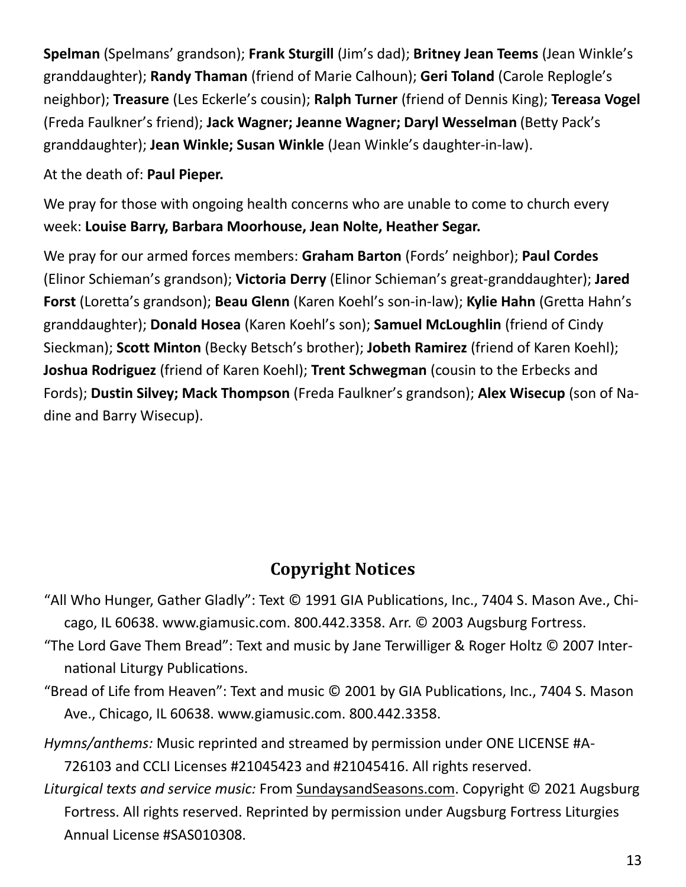**Spelman** (Spelmans' grandson); **Frank Sturgill** (Jim's dad); **Britney Jean Teems** (Jean Winkle's granddaughter); **Randy Thaman** (friend of Marie Calhoun); **Geri Toland** (Carole Replogle's neighbor); **Treasure** (Les Eckerle's cousin); **Ralph Turner** (friend of Dennis King); **Tereasa Vogel** (Freda Faulkner's friend); **Jack Wagner; Jeanne Wagner; Daryl Wesselman** (Betty Pack's granddaughter); **Jean Winkle; Susan Winkle** (Jean Winkle's daughter-in-law).

At the death of: **Paul Pieper.**

We pray for those with ongoing health concerns who are unable to come to church every week: **Louise Barry, Barbara Moorhouse, Jean Nolte, Heather Segar.**

We pray for our armed forces members: **Graham Barton** (Fords' neighbor); **Paul Cordes** (Elinor Schieman's grandson); **Victoria Derry** (Elinor Schieman's great-granddaughter); **Jared Forst** (Loretta's grandson); **Beau Glenn** (Karen Koehl's son-in-law); **Kylie Hahn** (Gretta Hahn's granddaughter); **Donald Hosea** (Karen Koehl's son); **Samuel McLoughlin** (friend of Cindy Sieckman); **Scott Minton** (Becky Betsch's brother); **Jobeth Ramirez** (friend of Karen Koehl); **Joshua Rodriguez** (friend of Karen Koehl); **Trent Schwegman** (cousin to the Erbecks and Fords); **Dustin Silvey; Mack Thompson** (Freda Faulkner's grandson); **Alex Wisecup** (son of Nadine and Barry Wisecup).

## Copyright Notices

"All Who Hunger, Gather Gladly": Text © 1991 GIA Publications, Inc., 7404 S. Mason Ave., Chicago, IL 60638. www.giamusic.com. 800.442.3358. Arr. © 2003 Augsburg Fortress.

"The Lord Gave Them Bread": Text and music by Jane Terwilliger & Roger Holtz © 2007 International Liturgy Publications.

"Bread of Life from Heaven": Text and music © 2001 by GIA Publications, Inc., 7404 S. Mason Ave., Chicago, IL 60638. www.giamusic.com. 800.442.3358.

*Hymns/anthems:* Music reprinted and streamed by permission under ONE LICENSE #A-726103 and CCLI Licenses #21045423 and #21045416. All rights reserved.

*Liturgical texts and service music:* From SundaysandSeasons.com. Copyright © 2021 Augsburg Fortress. All rights reserved. Reprinted by permission under Augsburg Fortress Liturgies Annual License #SAS010308.